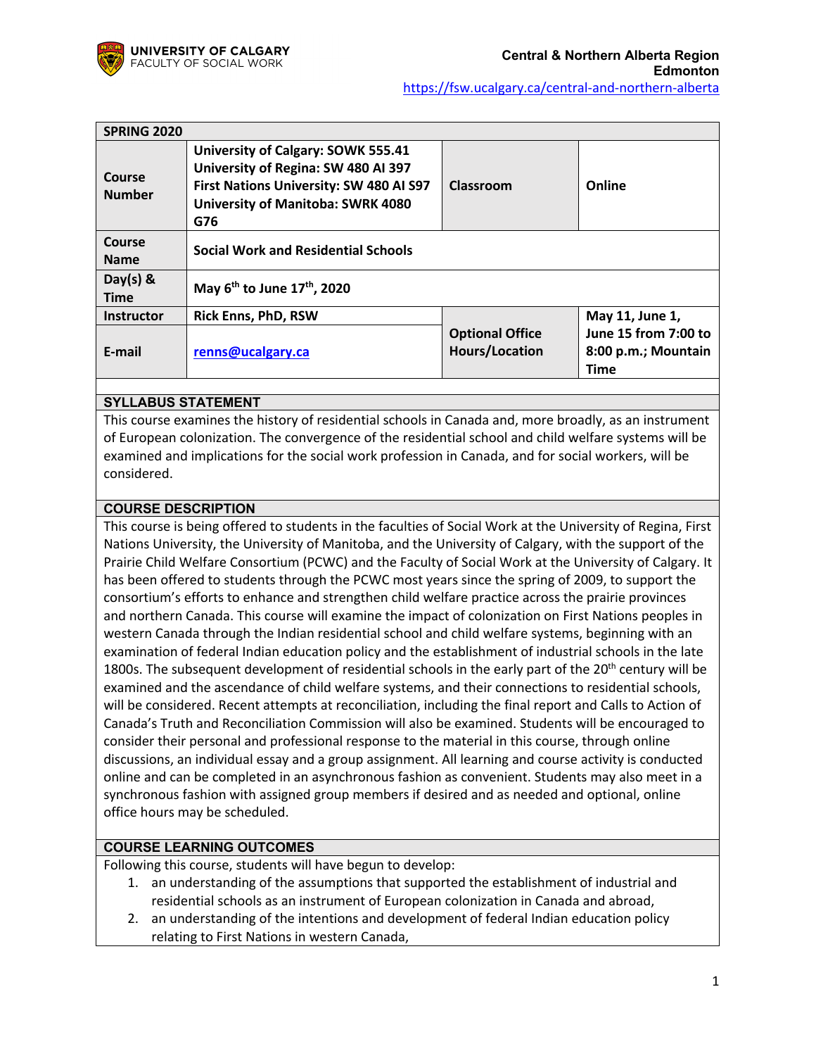**UNIVERSITY OF CALGARY**
FACULTY OF SOCIAL WORK

**Central & Northern Alberta Region**
**Edmonton**
https://fsw.ucalgary.ca/central-and-northern-alberta

| **SPRING 2020** | | | |
|---|---|---|---|
| **Course Number** | **University of Calgary: SOWK 555.41**<br>**University of Regina: SW 480 AI 397**<br>**First Nations University: SW 480 AI S97**<br>**University of Manitoba: SWRK 4080 G76** | **Classroom** | **Online** |
| **Course Name** | **Social Work and Residential Schools** | | |
| **Day(s) & Time** | **May 6th to June 17th, 2020** | | |
| **Instructor** | **Rick Enns, PhD, RSW** | **Optional Office Hours/Location** | **May 11, June 1, June 15 from 7:00 to 8:00 p.m.; Mountain Time** |
| **E-mail** | **renns@ucalgary.ca** | | |

## SYLLABUS STATEMENT

This course examines the history of residential schools in Canada and, more broadly, as an instrument of European colonization. The convergence of the residential school and child welfare systems will be examined and implications for the social work profession in Canada, and for social workers, will be considered.

## COURSE DESCRIPTION

This course is being offered to students in the faculties of Social Work at the University of Regina, First Nations University, the University of Manitoba, and the University of Calgary, with the support of the Prairie Child Welfare Consortium (PCWC) and the Faculty of Social Work at the University of Calgary. It has been offered to students through the PCWC most years since the spring of 2009, to support the consortium's efforts to enhance and strengthen child welfare practice across the prairie provinces and northern Canada. This course will examine the impact of colonization on First Nations peoples in western Canada through the Indian residential school and child welfare systems, beginning with an examination of federal Indian education policy and the establishment of industrial schools in the late 1800s. The subsequent development of residential schools in the early part of the 20th century will be examined and the ascendance of child welfare systems, and their connections to residential schools, will be considered. Recent attempts at reconciliation, including the final report and Calls to Action of Canada's Truth and Reconciliation Commission will also be examined. Students will be encouraged to consider their personal and professional response to the material in this course, through online discussions, an individual essay and a group assignment. All learning and course activity is conducted online and can be completed in an asynchronous fashion as convenient. Students may also meet in a synchronous fashion with assigned group members if desired and as needed and optional, online office hours may be scheduled.

## COURSE LEARNING OUTCOMES

Following this course, students will have begun to develop:

1. an understanding of the assumptions that supported the establishment of industrial and residential schools as an instrument of European colonization in Canada and abroad,
2. an understanding of the intentions and development of federal Indian education policy relating to First Nations in western Canada,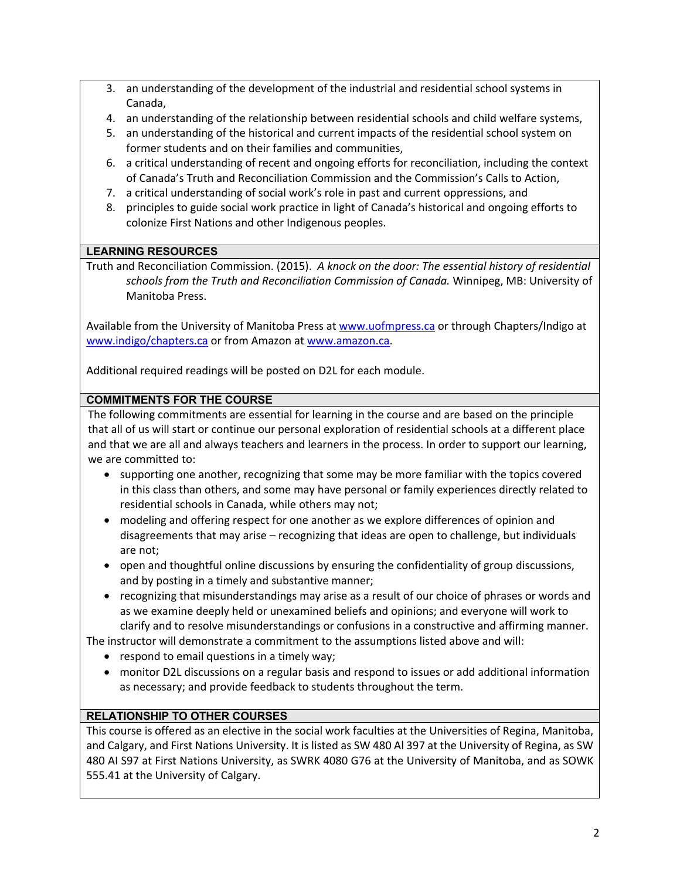3. an understanding of the development of the industrial and residential school systems in Canada,
4. an understanding of the relationship between residential schools and child welfare systems,
5. an understanding of the historical and current impacts of the residential school system on former students and on their families and communities,
6. a critical understanding of recent and ongoing efforts for reconciliation, including the context of Canada's Truth and Reconciliation Commission and the Commission's Calls to Action,
7. a critical understanding of social work's role in past and current oppressions, and
8. principles to guide social work practice in light of Canada's historical and ongoing efforts to colonize First Nations and other Indigenous peoples.

## LEARNING RESOURCES

Truth and Reconciliation Commission. (2015). *A knock on the door: The essential history of residential schools from the Truth and Reconciliation Commission of Canada.* Winnipeg, MB: University of Manitoba Press.

Available from the University of Manitoba Press at www.uofmpress.ca or through Chapters/Indigo at www.indigo/chapters.ca or from Amazon at www.amazon.ca.

Additional required readings will be posted on D2L for each module.

## COMMITMENTS FOR THE COURSE

The following commitments are essential for learning in the course and are based on the principle that all of us will start or continue our personal exploration of residential schools at a different place and that we are all and always teachers and learners in the process. In order to support our learning, we are committed to:

- supporting one another, recognizing that some may be more familiar with the topics covered in this class than others, and some may have personal or family experiences directly related to residential schools in Canada, while others may not;
- modeling and offering respect for one another as we explore differences of opinion and disagreements that may arise – recognizing that ideas are open to challenge, but individuals are not;
- open and thoughtful online discussions by ensuring the confidentiality of group discussions, and by posting in a timely and substantive manner;
- recognizing that misunderstandings may arise as a result of our choice of phrases or words and as we examine deeply held or unexamined beliefs and opinions; and everyone will work to clarify and to resolve misunderstandings or confusions in a constructive and affirming manner.

The instructor will demonstrate a commitment to the assumptions listed above and will:

- respond to email questions in a timely way;
- monitor D2L discussions on a regular basis and respond to issues or add additional information as necessary; and provide feedback to students throughout the term.

## RELATIONSHIP TO OTHER COURSES

This course is offered as an elective in the social work faculties at the Universities of Regina, Manitoba, and Calgary, and First Nations University. It is listed as SW 480 Al 397 at the University of Regina, as SW 480 AI S97 at First Nations University, as SWRK 4080 G76 at the University of Manitoba, and as SOWK 555.41 at the University of Calgary.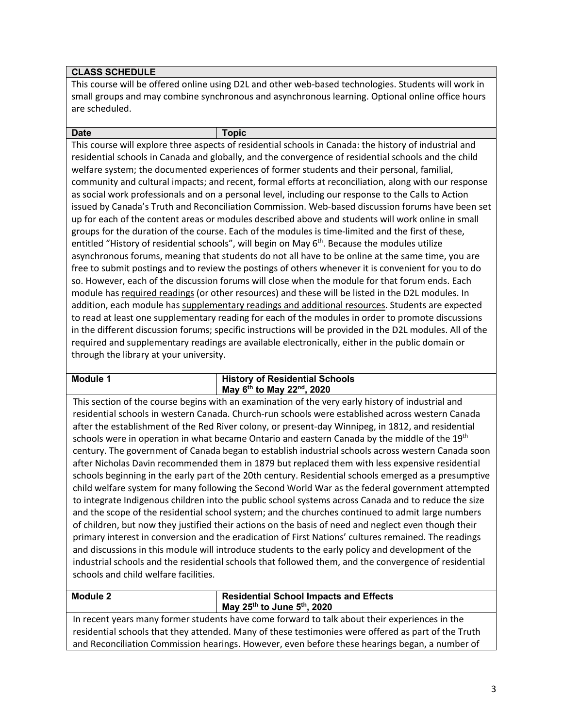## CLASS SCHEDULE

This course will be offered online using D2L and other web-based technologies. Students will work in small groups and may combine synchronous and asynchronous learning. Optional online office hours are scheduled.

| Date | Topic |
| --- | --- |

This course will explore three aspects of residential schools in Canada: the history of industrial and residential schools in Canada and globally, and the convergence of residential schools and the child welfare system; the documented experiences of former students and their personal, familial, community and cultural impacts; and recent, formal efforts at reconciliation, along with our response as social work professionals and on a personal level, including our response to the Calls to Action issued by Canada's Truth and Reconciliation Commission. Web-based discussion forums have been set up for each of the content areas or modules described above and students will work online in small groups for the duration of the course. Each of the modules is time-limited and the first of these, entitled "History of residential schools", will begin on May 6th. Because the modules utilize asynchronous forums, meaning that students do not all have to be online at the same time, you are free to submit postings and to review the postings of others whenever it is convenient for you to do so. However, each of the discussion forums will close when the module for that forum ends. Each module has required readings (or other resources) and these will be listed in the D2L modules. In addition, each module has supplementary readings and additional resources. Students are expected to read at least one supplementary reading for each of the modules in order to promote discussions in the different discussion forums; specific instructions will be provided in the D2L modules. All of the required and supplementary readings are available electronically, either in the public domain or through the library at your university.

| Module 1 | History of Residential Schools<br>May 6th to May 22nd, 2020 |
| --- | --- |

This section of the course begins with an examination of the very early history of industrial and residential schools in western Canada. Church-run schools were established across western Canada after the establishment of the Red River colony, or present-day Winnipeg, in 1812, and residential schools were in operation in what became Ontario and eastern Canada by the middle of the 19th century. The government of Canada began to establish industrial schools across western Canada soon after Nicholas Davin recommended them in 1879 but replaced them with less expensive residential schools beginning in the early part of the 20th century. Residential schools emerged as a presumptive child welfare system for many following the Second World War as the federal government attempted to integrate Indigenous children into the public school systems across Canada and to reduce the size and the scope of the residential school system; and the churches continued to admit large numbers of children, but now they justified their actions on the basis of need and neglect even though their primary interest in conversion and the eradication of First Nations' cultures remained. The readings and discussions in this module will introduce students to the early policy and development of the industrial schools and the residential schools that followed them, and the convergence of residential schools and child welfare facilities.

| Module 2 | Residential School Impacts and Effects<br>May 25th to June 5th, 2020 |
| --- | --- |

In recent years many former students have come forward to talk about their experiences in the residential schools that they attended. Many of these testimonies were offered as part of the Truth and Reconciliation Commission hearings. However, even before these hearings began, a number of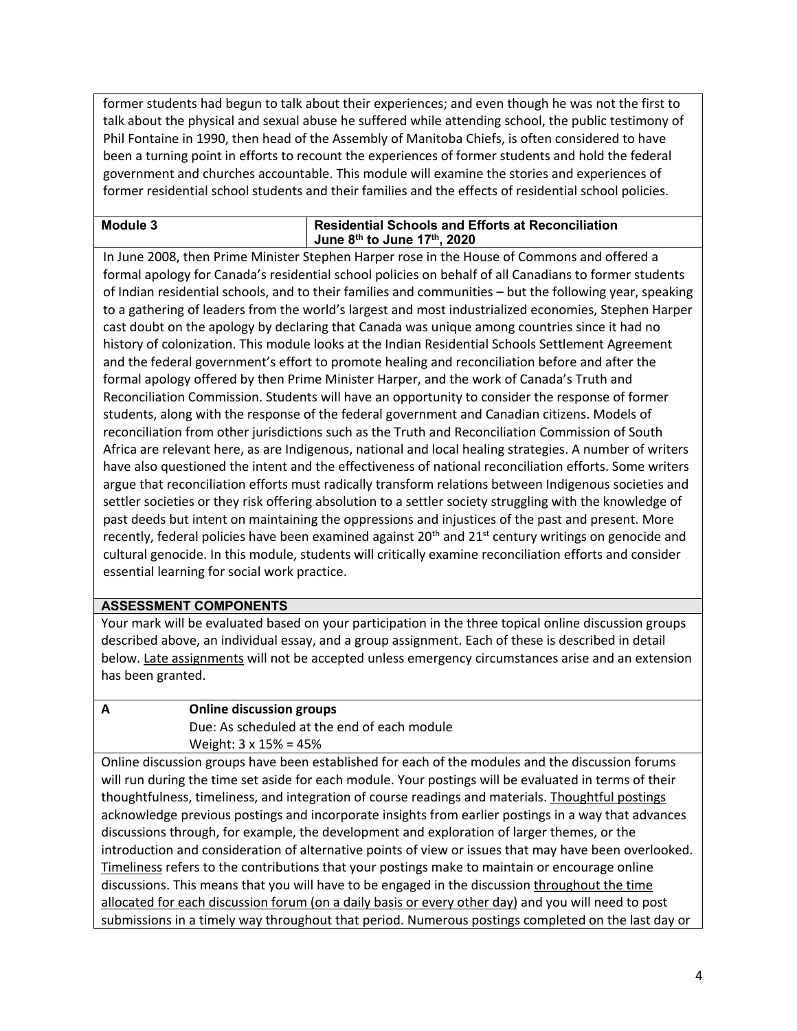former students had begun to talk about their experiences; and even though he was not the first to talk about the physical and sexual abuse he suffered while attending school, the public testimony of Phil Fontaine in 1990, then head of the Assembly of Manitoba Chiefs, is often considered to have been a turning point in efforts to recount the experiences of former students and hold the federal government and churches accountable. This module will examine the stories and experiences of former residential school students and their families and the effects of residential school policies.

| **Module 3** | **Residential Schools and Efforts at Reconciliation**<br>**June 8th to June 17th, 2020** |
|---|---|

In June 2008, then Prime Minister Stephen Harper rose in the House of Commons and offered a formal apology for Canada's residential school policies on behalf of all Canadians to former students of Indian residential schools, and to their families and communities – but the following year, speaking to a gathering of leaders from the world's largest and most industrialized economies, Stephen Harper cast doubt on the apology by declaring that Canada was unique among countries since it had no history of colonization. This module looks at the Indian Residential Schools Settlement Agreement and the federal government's effort to promote healing and reconciliation before and after the formal apology offered by then Prime Minister Harper, and the work of Canada's Truth and Reconciliation Commission. Students will have an opportunity to consider the response of former students, along with the response of the federal government and Canadian citizens. Models of reconciliation from other jurisdictions such as the Truth and Reconciliation Commission of South Africa are relevant here, as are Indigenous, national and local healing strategies. A number of writers have also questioned the intent and the effectiveness of national reconciliation efforts. Some writers argue that reconciliation efforts must radically transform relations between Indigenous societies and settler societies or they risk offering absolution to a settler society struggling with the knowledge of past deeds but intent on maintaining the oppressions and injustices of the past and present. More recently, federal policies have been examined against 20th and 21st century writings on genocide and cultural genocide. In this module, students will critically examine reconciliation efforts and consider essential learning for social work practice.

## ASSESSMENT COMPONENTS

Your mark will be evaluated based on your participation in the three topical online discussion groups described above, an individual essay, and a group assignment. Each of these is described in detail below. Late assignments will not be accepted unless emergency circumstances arise and an extension has been granted.

### A Online discussion groups

Due: As scheduled at the end of each module
Weight: 3 x 15% = 45%

Online discussion groups have been established for each of the modules and the discussion forums will run during the time set aside for each module. Your postings will be evaluated in terms of their thoughtfulness, timeliness, and integration of course readings and materials. Thoughtful postings acknowledge previous postings and incorporate insights from earlier postings in a way that advances discussions through, for example, the development and exploration of larger themes, or the introduction and consideration of alternative points of view or issues that may have been overlooked. Timeliness refers to the contributions that your postings make to maintain or encourage online discussions. This means that you will have to be engaged in the discussion throughout the time allocated for each discussion forum (on a daily basis or every other day) and you will need to post submissions in a timely way throughout that period. Numerous postings completed on the last day or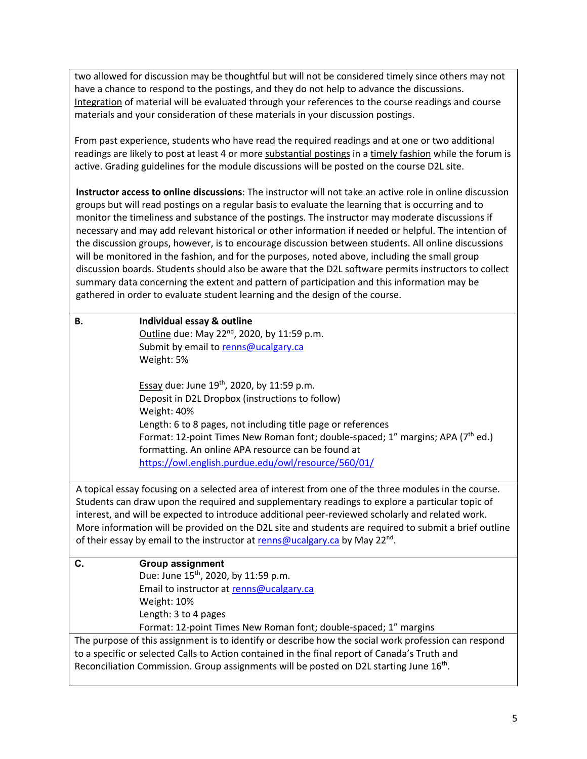two allowed for discussion may be thoughtful but will not be considered timely since others may not have a chance to respond to the postings, and they do not help to advance the discussions. Integration of material will be evaluated through your references to the course readings and course materials and your consideration of these materials in your discussion postings.

From past experience, students who have read the required readings and at one or two additional readings are likely to post at least 4 or more substantial postings in a timely fashion while the forum is active. Grading guidelines for the module discussions will be posted on the course D2L site.

**Instructor access to online discussions**: The instructor will not take an active role in online discussion groups but will read postings on a regular basis to evaluate the learning that is occurring and to monitor the timeliness and substance of the postings. The instructor may moderate discussions if necessary and may add relevant historical or other information if needed or helpful. The intention of the discussion groups, however, is to encourage discussion between students. All online discussions will be monitored in the fashion, and for the purposes, noted above, including the small group discussion boards. Students should also be aware that the D2L software permits instructors to collect summary data concerning the extent and pattern of participation and this information may be gathered in order to evaluate student learning and the design of the course.

**B. Individual essay & outline**

Outline due: May 22nd, 2020, by 11:59 p.m.
Submit by email to renns@ucalgary.ca
Weight: 5%

Essay due: June 19th, 2020, by 11:59 p.m.
Deposit in D2L Dropbox (instructions to follow)
Weight: 40%
Length: 6 to 8 pages, not including title page or references
Format: 12-point Times New Roman font; double-spaced; 1" margins; APA (7th ed.) formatting. An online APA resource can be found at https://owl.english.purdue.edu/owl/resource/560/01/

A topical essay focusing on a selected area of interest from one of the three modules in the course. Students can draw upon the required and supplementary readings to explore a particular topic of interest, and will be expected to introduce additional peer-reviewed scholarly and related work. More information will be provided on the D2L site and students are required to submit a brief outline of their essay by email to the instructor at renns@ucalgary.ca by May 22nd.

**C. Group assignment**

Due: June 15th, 2020, by 11:59 p.m.
Email to instructor at renns@ucalgary.ca
Weight: 10%
Length: 3 to 4 pages
Format: 12-point Times New Roman font; double-spaced; 1" margins

The purpose of this assignment is to identify or describe how the social work profession can respond to a specific or selected Calls to Action contained in the final report of Canada's Truth and Reconciliation Commission. Group assignments will be posted on D2L starting June 16th.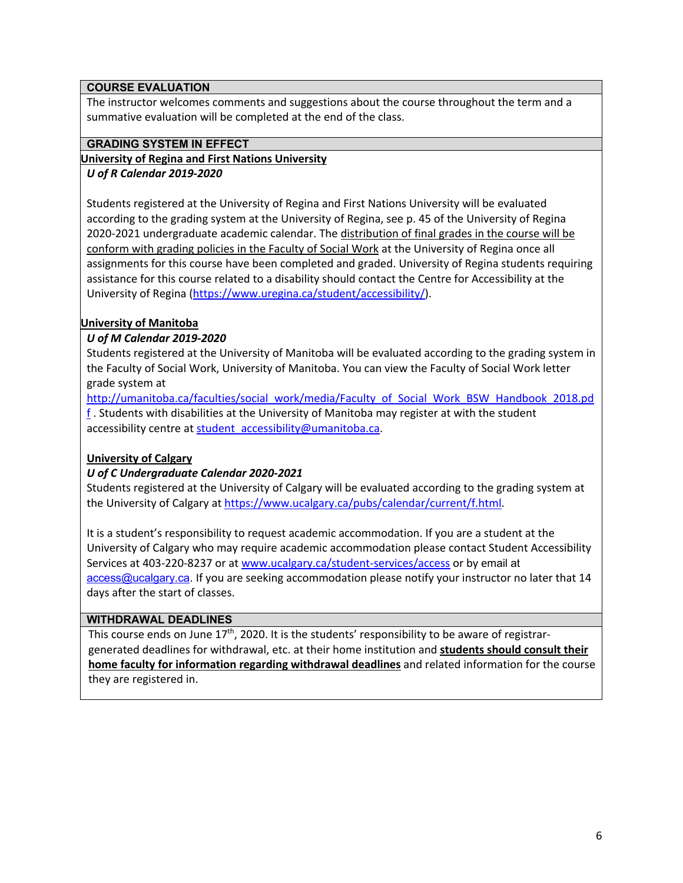## COURSE EVALUATION

The instructor welcomes comments and suggestions about the course throughout the term and a summative evaluation will be completed at the end of the class.

## GRADING SYSTEM IN EFFECT

**University of Regina and First Nations University**

***U of R Calendar 2019-2020***

Students registered at the University of Regina and First Nations University will be evaluated according to the grading system at the University of Regina, see p. 45 of the University of Regina 2020-2021 undergraduate academic calendar. The distribution of final grades in the course will be conform with grading policies in the Faculty of Social Work at the University of Regina once all assignments for this course have been completed and graded. University of Regina students requiring assistance for this course related to a disability should contact the Centre for Accessibility at the University of Regina (https://www.uregina.ca/student/accessibility/).

**University of Manitoba**

***U of M Calendar 2019-2020***

Students registered at the University of Manitoba will be evaluated according to the grading system in the Faculty of Social Work, University of Manitoba. You can view the Faculty of Social Work letter grade system at http://umanitoba.ca/faculties/social_work/media/Faculty_of_Social_Work_BSW_Handbook_2018.pdf . Students with disabilities at the University of Manitoba may register at with the student accessibility centre at student_accessibility@umanitoba.ca.

**University of Calgary**

***U of C Undergraduate Calendar 2020-2021***

Students registered at the University of Calgary will be evaluated according to the grading system at the University of Calgary at https://www.ucalgary.ca/pubs/calendar/current/f.html.

It is a student's responsibility to request academic accommodation. If you are a student at the University of Calgary who may require academic accommodation please contact Student Accessibility Services at 403-220-8237 or at www.ucalgary.ca/student-services/access or by email at access@ucalgary.ca. If you are seeking accommodation please notify your instructor no later that 14 days after the start of classes.

## WITHDRAWAL DEADLINES

This course ends on June 17th, 2020. It is the students' responsibility to be aware of registrar-generated deadlines for withdrawal, etc. at their home institution and **students should consult their home faculty for information regarding withdrawal deadlines** and related information for the course they are registered in.